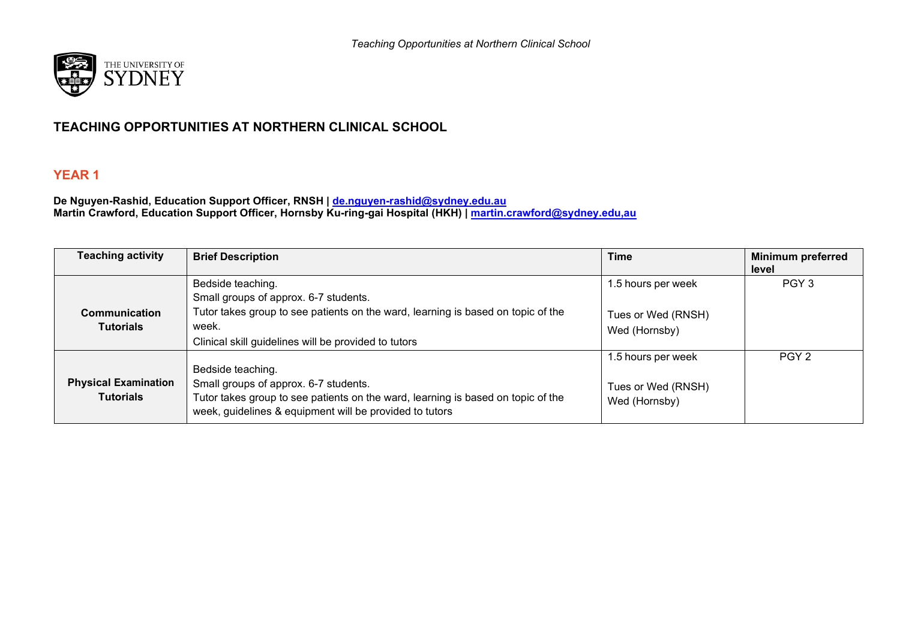# TEACHING OPPORTUNITIES AT NORTHERN CLINICAL SCHOOL

## YEAR 1

**De Nguyen-Rashid, Education Support Officer, RNSH | de.nguyen-rashid@sydney.edu.au**
**Martin Crawford, Education Support Officer, Hornsby Ku-ring-gai Hospital (HKH) | martin.crawford@sydney.edu,au**

| Teaching activity | Brief Description | Time | Minimum preferred level |
|---|---|---|---|
| **Communication Tutorials** | Bedside teaching.<br>Small groups of approx. 6-7 students.<br>Tutor takes group to see patients on the ward, learning is based on topic of the week.<br>Clinical skill guidelines will be provided to tutors | 1.5 hours per week<br><br>Tues or Wed (RNSH)<br>Wed (Hornsby) | PGY 3 |
| **Physical Examination Tutorials** | Bedside teaching.<br>Small groups of approx. 6-7 students.<br>Tutor takes group to see patients on the ward, learning is based on topic of the week, guidelines & equipment will be provided to tutors | 1.5 hours per week<br><br>Tues or Wed (RNSH)<br>Wed (Hornsby) | PGY 2 |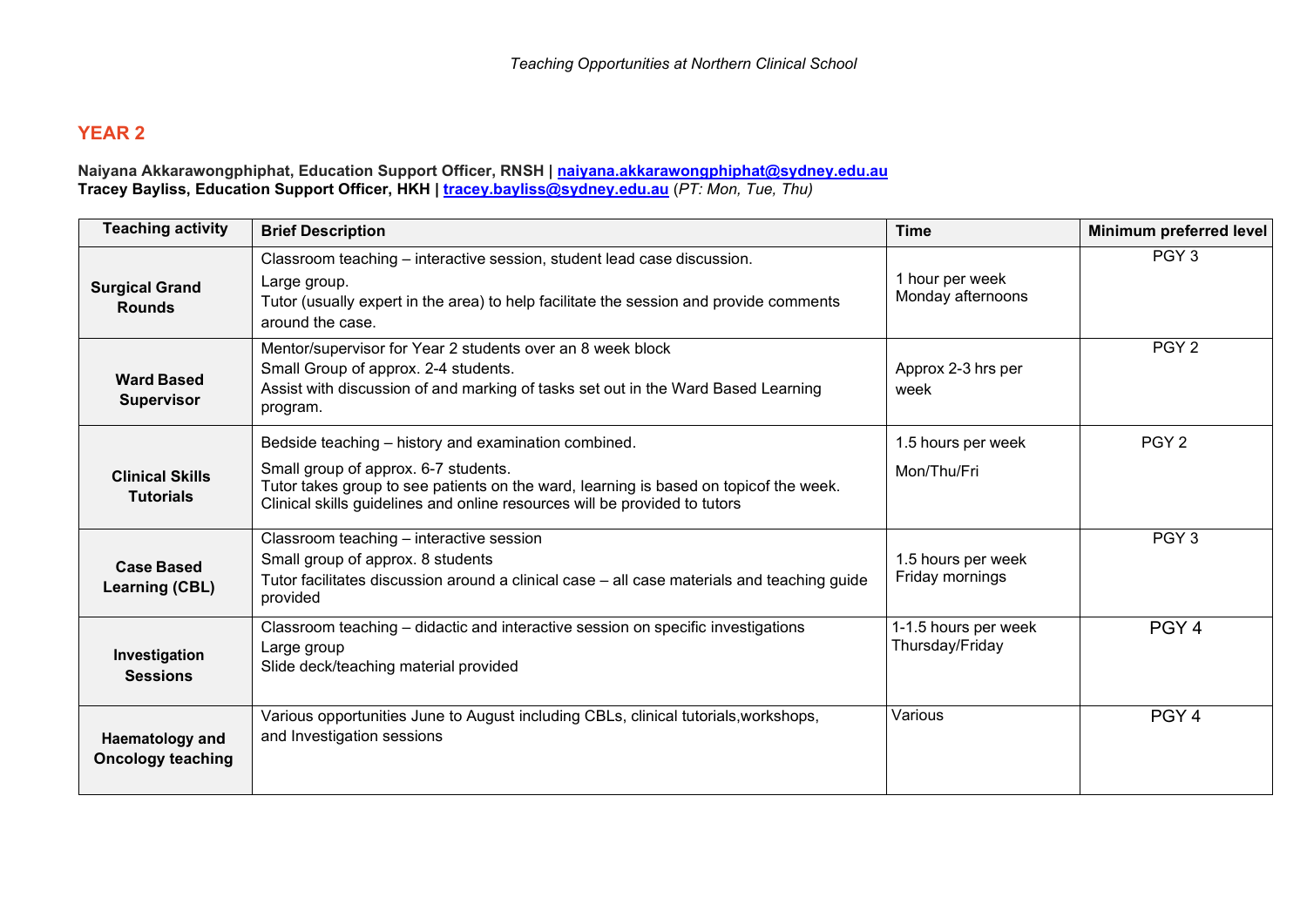## YEAR 2

**Naiyana Akkarawongphiphat, Education Support Officer, RNSH | [naiyana.akkarawongphiphat@sydney.edu.au](mailto:naiyana.akkarawongphiphat@sydney.edu.au)**
**Tracey Bayliss, Education Support Officer, HKH | [tracey.bayliss@sydney.edu.au](mailto:tracey.bayliss@sydney.edu.au)** *(PT: Mon, Tue, Thu)*

| Teaching activity | Brief Description | Time | Minimum preferred level |
|---|---|---|---|
| **Surgical Grand Rounds** | Classroom teaching – interactive session, student lead case discussion.<br>Large group.<br>Tutor (usually expert in the area) to help facilitate the session and provide comments around the case. | 1 hour per week<br>Monday afternoons | PGY 3 |
| **Ward Based Supervisor** | Mentor/supervisor for Year 2 students over an 8 week block<br>Small Group of approx. 2-4 students.<br>Assist with discussion of and marking of tasks set out in the Ward Based Learning program. | Approx 2-3 hrs per week | PGY 2 |
| **Clinical Skills Tutorials** | Bedside teaching – history and examination combined.<br>Small group of approx. 6-7 students.<br>Tutor takes group to see patients on the ward, learning is based on topicof the week.<br>Clinical skills guidelines and online resources will be provided to tutors | 1.5 hours per week<br>Mon/Thu/Fri | PGY 2 |
| **Case Based Learning (CBL)** | Classroom teaching – interactive session<br>Small group of approx. 8 students<br>Tutor facilitates discussion around a clinical case – all case materials and teaching guide provided | 1.5 hours per week<br>Friday mornings | PGY 3 |
| **Investigation Sessions** | Classroom teaching – didactic and interactive session on specific investigations<br>Large group<br>Slide deck/teaching material provided | 1-1.5 hours per week<br>Thursday/Friday | PGY 4 |
| **Haematology and Oncology teaching** | Various opportunities June to August including CBLs, clinical tutorials,workshops, and Investigation sessions | Various | PGY 4 |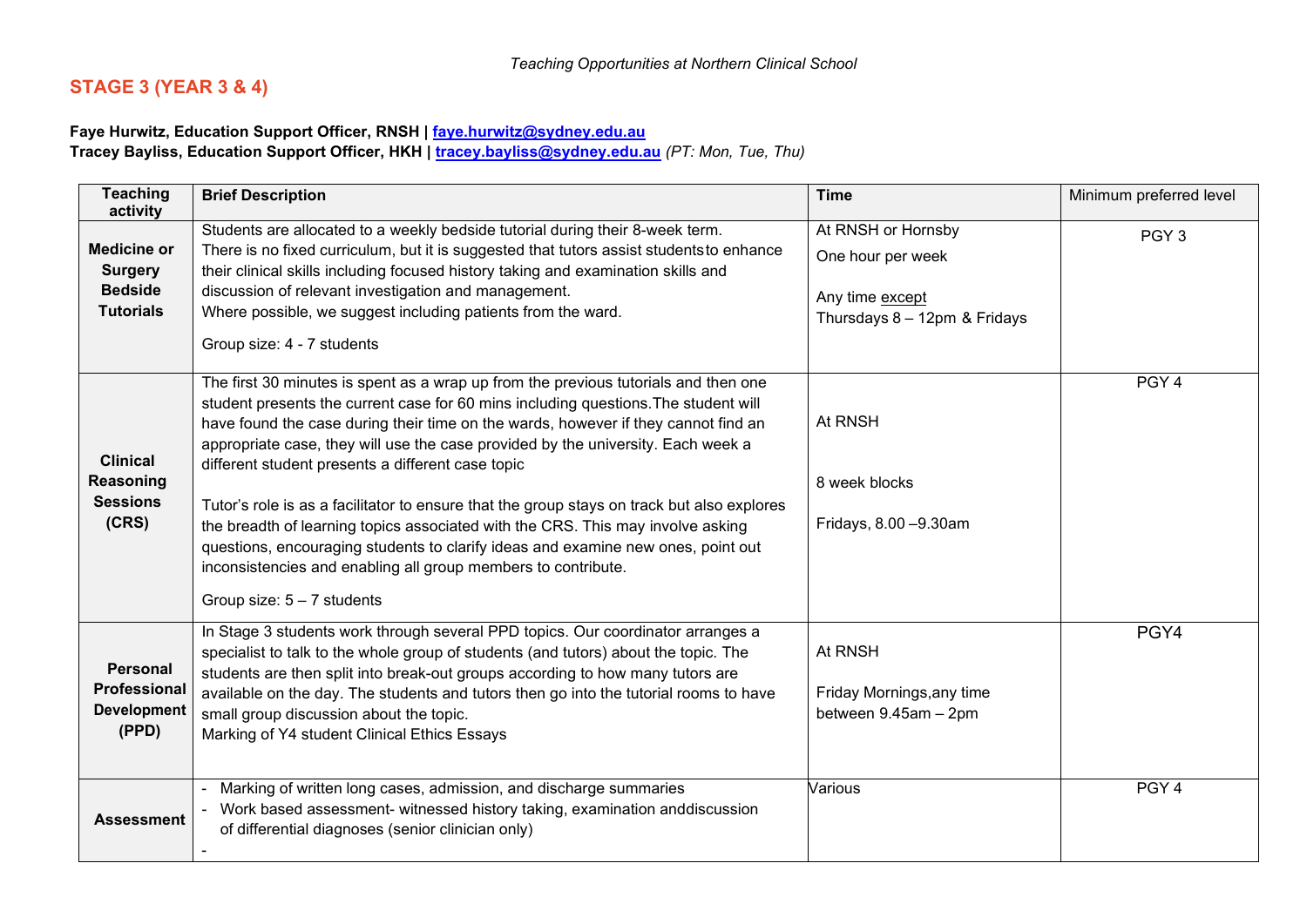## STAGE 3 (YEAR 3 & 4)

**Faye Hurwitz, Education Support Officer, RNSH | faye.hurwitz@sydney.edu.au**
**Tracey Bayliss, Education Support Officer, HKH | tracey.bayliss@sydney.edu.au** *(PT: Mon, Tue, Thu)*

| Teaching activity | Brief Description | Time | Minimum preferred level |
|---|---|---|---|
| **Medicine or Surgery Bedside Tutorials** | Students are allocated to a weekly bedside tutorial during their 8-week term. There is no fixed curriculum, but it is suggested that tutors assist studentsto enhance their clinical skills including focused history taking and examination skills and discussion of relevant investigation and management. Where possible, we suggest including patients from the ward. <br><br> Group size: 4 - 7 students | At RNSH or Hornsby <br> One hour per week <br><br> Any time except Thursdays 8 – 12pm & Fridays | PGY 3 |
| **Clinical Reasoning Sessions (CRS)** | The first 30 minutes is spent as a wrap up from the previous tutorials and then one student presents the current case for 60 mins including questions.The student will have found the case during their time on the wards, however if they cannot find an appropriate case, they will use the case provided by the university. Each week a different student presents a different case topic <br><br> Tutor's role is as a facilitator to ensure that the group stays on track but also explores the breadth of learning topics associated with the CRS. This may involve asking questions, encouraging students to clarify ideas and examine new ones, point out inconsistencies and enabling all group members to contribute. <br><br> Group size: 5 – 7 students | At RNSH <br><br> 8 week blocks <br><br> Fridays, 8.00 –9.30am | PGY 4 |
| **Personal Professional Development (PPD)** | In Stage 3 students work through several PPD topics. Our coordinator arranges a specialist to talk to the whole group of students (and tutors) about the topic. The students are then split into break-out groups according to how many tutors are available on the day. The students and tutors then go into the tutorial rooms to have small group discussion about the topic. <br> Marking of Y4 student Clinical Ethics Essays | At RNSH <br><br> Friday Mornings,any time between 9.45am – 2pm | PGY4 |
| **Assessment** | - Marking of written long cases, admission, and discharge summaries <br> - Work based assessment- witnessed history taking, examination anddiscussion of differential diagnoses (senior clinician only) <br> - | Various | PGY 4 |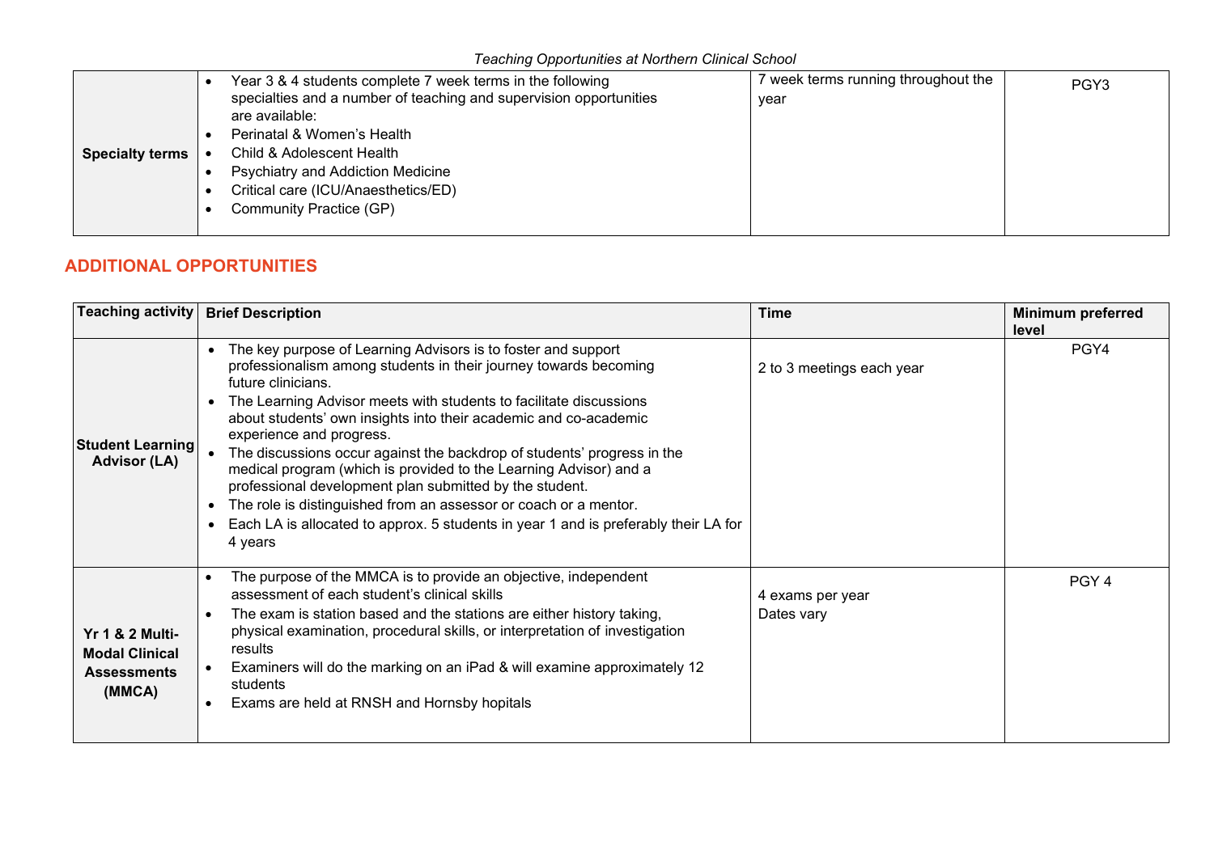| Specialty terms | • Year 3 & 4 students complete 7 week terms in the following specialties and a number of teaching and supervision opportunities are available:<br>• Perinatal & Women's Health<br>• Child & Adolescent Health<br>• Psychiatry and Addiction Medicine<br>• Critical care (ICU/Anaesthetics/ED)<br>• Community Practice (GP) | 7 week terms running throughout the year | PGY3 |
|---|---|---|---|

## ADDITIONAL OPPORTUNITIES

| Teaching activity | Brief Description | Time | Minimum preferred level |
|---|---|---|---|
| **Student Learning Advisor (LA)** | • The key purpose of Learning Advisors is to foster and support professionalism among students in their journey towards becoming future clinicians.<br>• The Learning Advisor meets with students to facilitate discussions about students' own insights into their academic and co-academic experience and progress.<br>• The discussions occur against the backdrop of students' progress in the medical program (which is provided to the Learning Advisor) and a professional development plan submitted by the student.<br>• The role is distinguished from an assessor or coach or a mentor.<br>• Each LA is allocated to approx. 5 students in year 1 and is preferably their LA for 4 years | 2 to 3 meetings each year | PGY4 |
| **Yr 1 & 2 Multi-Modal Clinical Assessments (MMCA)** | • The purpose of the MMCA is to provide an objective, independent assessment of each student's clinical skills<br>• The exam is station based and the stations are either history taking, physical examination, procedural skills, or interpretation of investigation results<br>• Examiners will do the marking on an iPad & will examine approximately 12 students<br>• Exams are held at RNSH and Hornsby hopitals | 4 exams per year<br>Dates vary | PGY 4 |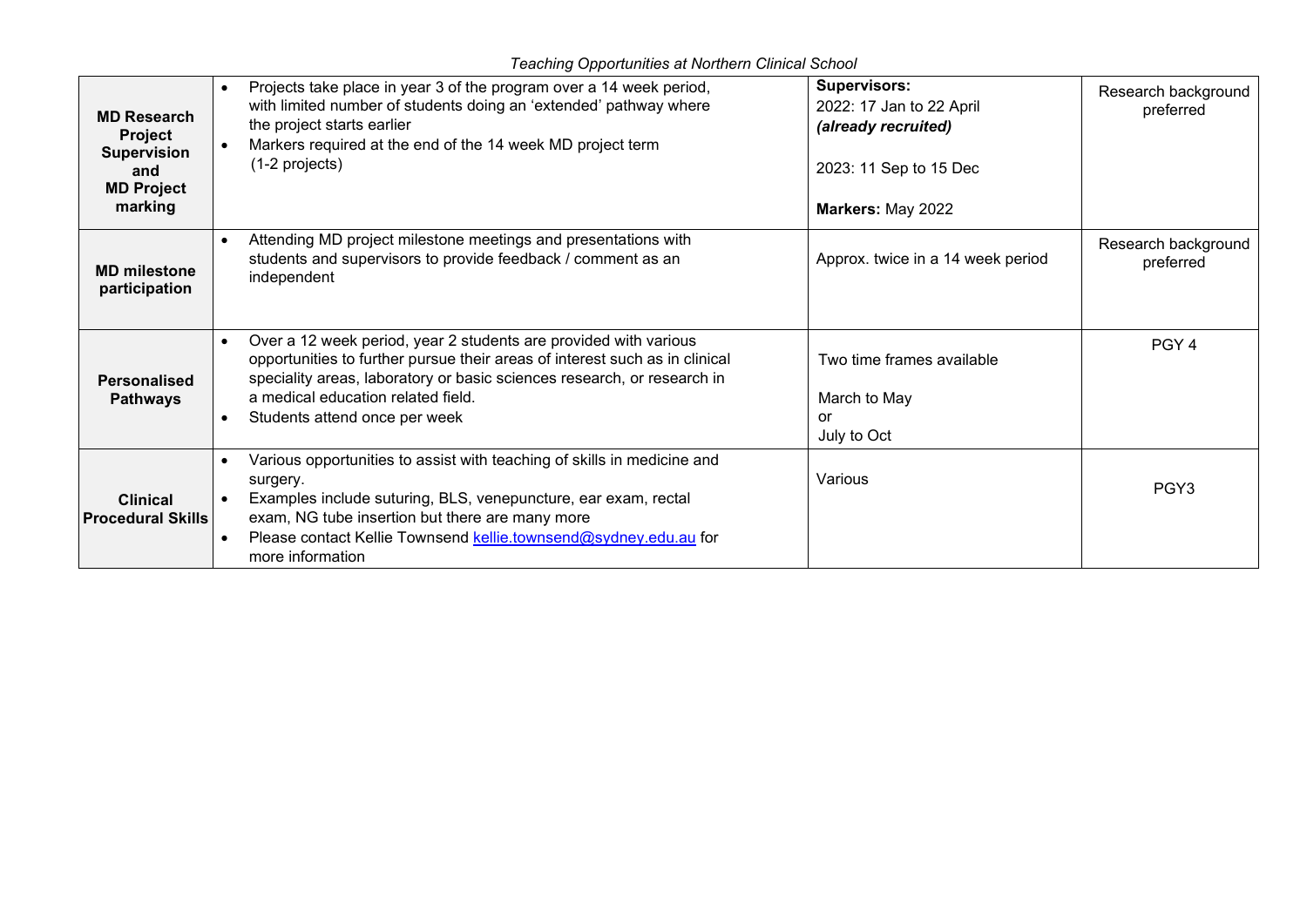*Teaching Opportunities at Northern Clinical School*

| | | | |
|---|---|---|---|
| **MD Research Project Supervision and MD Project marking** | • Projects take place in year 3 of the program over a 14 week period, with limited number of students doing an 'extended' pathway where the project starts earlier<br>• Markers required at the end of the 14 week MD project term (1-2 projects) | **Supervisors:**<br>2022: 17 Jan to 22 April<br>***(already recruited)***<br><br>2023: 11 Sep to 15 Dec<br><br>**Markers:** May 2022 | Research background preferred |
| **MD milestone participation** | • Attending MD project milestone meetings and presentations with students and supervisors to provide feedback / comment as an independent | Approx. twice in a 14 week period | Research background preferred |
| **Personalised Pathways** | • Over a 12 week period, year 2 students are provided with various opportunities to further pursue their areas of interest such as in clinical speciality areas, laboratory or basic sciences research, or research in a medical education related field.<br>• Students attend once per week | Two time frames available<br><br>March to May<br>or<br>July to Oct | PGY 4 |
| **Clinical Procedural Skills** | • Various opportunities to assist with teaching of skills in medicine and surgery.<br>• Examples include suturing, BLS, venepuncture, ear exam, rectal exam, NG tube insertion but there are many more<br>• Please contact Kellie Townsend kellie.townsend@sydney.edu.au for more information | Various | PGY3 |